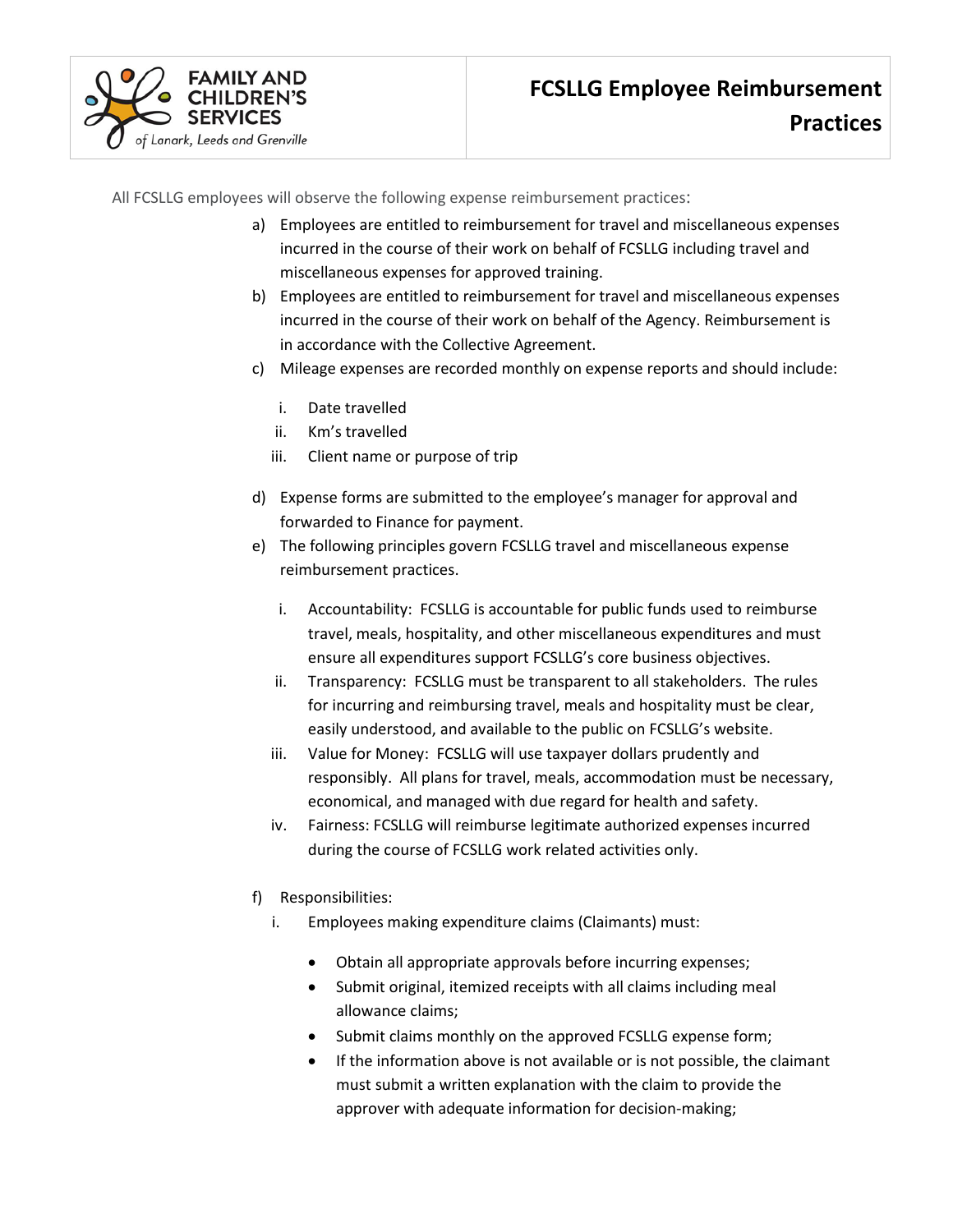# FCSLLG Employee Reimbursement Practices

All FCSLLG employees will observe the following expense reimbursement practices:

a) Employees are entitled to reimbursement for travel and miscellaneous expenses incurred in the course of their work on behalf of FCSLLG including travel and miscellaneous expenses for approved training.

b) Employees are entitled to reimbursement for travel and miscellaneous expenses incurred in the course of their work on behalf of the Agency. Reimbursement is in accordance with the Collective Agreement.

c) Mileage expenses are recorded monthly on expense reports and should include:

   i. Date travelled
   ii. Km's travelled
   iii. Client name or purpose of trip

d) Expense forms are submitted to the employee's manager for approval and forwarded to Finance for payment.

e) The following principles govern FCSLLG travel and miscellaneous expense reimbursement practices.

   i. Accountability: FCSLLG is accountable for public funds used to reimburse travel, meals, hospitality, and other miscellaneous expenditures and must ensure all expenditures support FCSLLG's core business objectives.
   ii. Transparency: FCSLLG must be transparent to all stakeholders. The rules for incurring and reimbursing travel, meals and hospitality must be clear, easily understood, and available to the public on FCSLLG's website.
   iii. Value for Money: FCSLLG will use taxpayer dollars prudently and responsibly. All plans for travel, meals, accommodation must be necessary, economical, and managed with due regard for health and safety.
   iv. Fairness: FCSLLG will reimburse legitimate authorized expenses incurred during the course of FCSLLG work related activities only.

f) Responsibilities:

   i. Employees making expenditure claims (Claimants) must:

      - Obtain all appropriate approvals before incurring expenses;
      - Submit original, itemized receipts with all claims including meal allowance claims;
      - Submit claims monthly on the approved FCSLLG expense form;
      - If the information above is not available or is not possible, the claimant must submit a written explanation with the claim to provide the approver with adequate information for decision-making;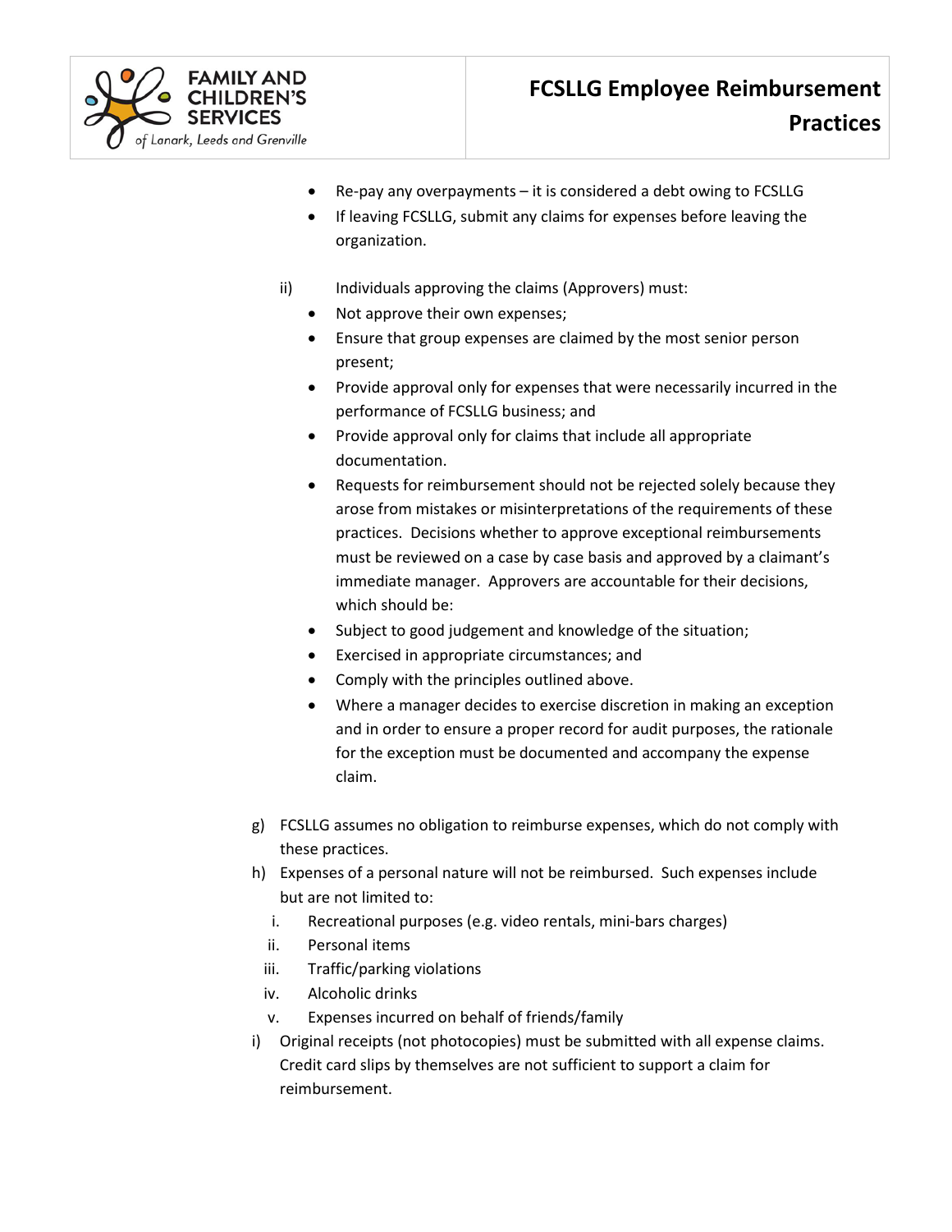- Re-pay any overpayments – it is considered a debt owing to FCSLLG
- If leaving FCSLLG, submit any claims for expenses before leaving the organization.

ii) Individuals approving the claims (Approvers) must:

- Not approve their own expenses;
- Ensure that group expenses are claimed by the most senior person present;
- Provide approval only for expenses that were necessarily incurred in the performance of FCSLLG business; and
- Provide approval only for claims that include all appropriate documentation.
- Requests for reimbursement should not be rejected solely because they arose from mistakes or misinterpretations of the requirements of these practices. Decisions whether to approve exceptional reimbursements must be reviewed on a case by case basis and approved by a claimant's immediate manager. Approvers are accountable for their decisions, which should be:
- Subject to good judgement and knowledge of the situation;
- Exercised in appropriate circumstances; and
- Comply with the principles outlined above.
- Where a manager decides to exercise discretion in making an exception and in order to ensure a proper record for audit purposes, the rationale for the exception must be documented and accompany the expense claim.

g) FCSLLG assumes no obligation to reimburse expenses, which do not comply with these practices.

h) Expenses of a personal nature will not be reimbursed. Such expenses include but are not limited to:

   i. Recreational purposes (e.g. video rentals, mini-bars charges)
   ii. Personal items
   iii. Traffic/parking violations
   iv. Alcoholic drinks
   v. Expenses incurred on behalf of friends/family

i) Original receipts (not photocopies) must be submitted with all expense claims. Credit card slips by themselves are not sufficient to support a claim for reimbursement.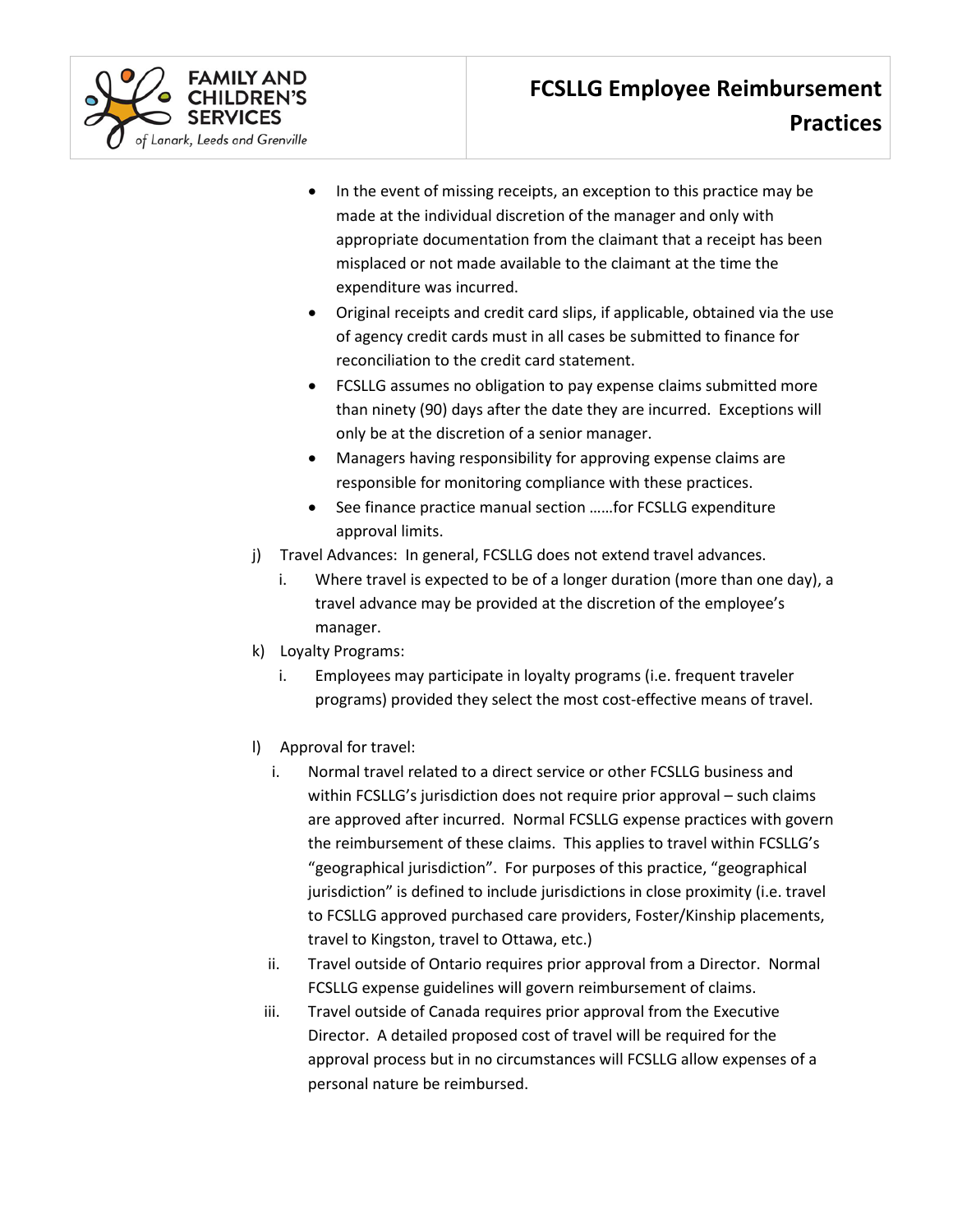- In the event of missing receipts, an exception to this practice may be made at the individual discretion of the manager and only with appropriate documentation from the claimant that a receipt has been misplaced or not made available to the claimant at the time the expenditure was incurred.
- Original receipts and credit card slips, if applicable, obtained via the use of agency credit cards must in all cases be submitted to finance for reconciliation to the credit card statement.
- FCSLLG assumes no obligation to pay expense claims submitted more than ninety (90) days after the date they are incurred. Exceptions will only be at the discretion of a senior manager.
- Managers having responsibility for approving expense claims are responsible for monitoring compliance with these practices.
- See finance practice manual section ……for FCSLLG expenditure approval limits.

j) Travel Advances: In general, FCSLLG does not extend travel advances.

   i. Where travel is expected to be of a longer duration (more than one day), a travel advance may be provided at the discretion of the employee's manager.

k) Loyalty Programs:

   i. Employees may participate in loyalty programs (i.e. frequent traveler programs) provided they select the most cost-effective means of travel.

l) Approval for travel:

   i. Normal travel related to a direct service or other FCSLLG business and within FCSLLG's jurisdiction does not require prior approval – such claims are approved after incurred. Normal FCSLLG expense practices with govern the reimbursement of these claims. This applies to travel within FCSLLG's "geographical jurisdiction". For purposes of this practice, "geographical jurisdiction" is defined to include jurisdictions in close proximity (i.e. travel to FCSLLG approved purchased care providers, Foster/Kinship placements, travel to Kingston, travel to Ottawa, etc.)

   ii. Travel outside of Ontario requires prior approval from a Director. Normal FCSLLG expense guidelines will govern reimbursement of claims.

   iii. Travel outside of Canada requires prior approval from the Executive Director. A detailed proposed cost of travel will be required for the approval process but in no circumstances will FCSLLG allow expenses of a personal nature be reimbursed.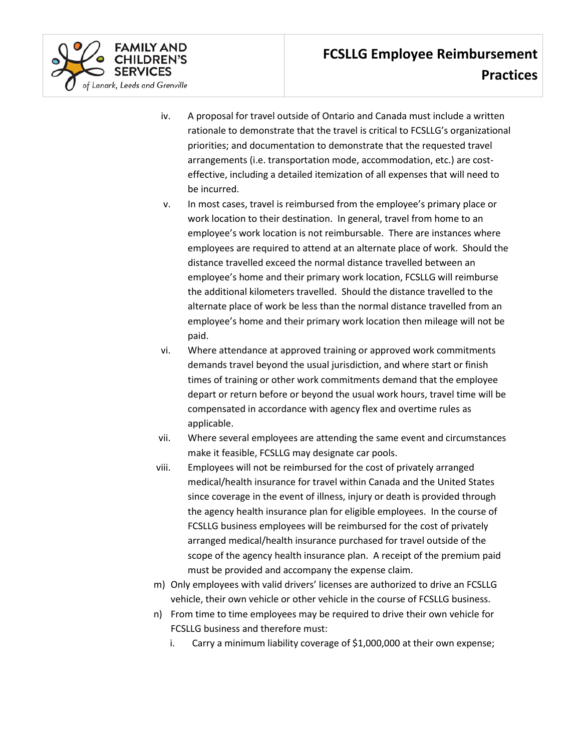iv. A proposal for travel outside of Ontario and Canada must include a written rationale to demonstrate that the travel is critical to FCSLLG's organizational priorities; and documentation to demonstrate that the requested travel arrangements (i.e. transportation mode, accommodation, etc.) are cost-effective, including a detailed itemization of all expenses that will need to be incurred.

v. In most cases, travel is reimbursed from the employee's primary place or work location to their destination. In general, travel from home to an employee's work location is not reimbursable. There are instances where employees are required to attend at an alternate place of work. Should the distance travelled exceed the normal distance travelled between an employee's home and their primary work location, FCSLLG will reimburse the additional kilometers travelled. Should the distance travelled to the alternate place of work be less than the normal distance travelled from an employee's home and their primary work location then mileage will not be paid.

vi. Where attendance at approved training or approved work commitments demands travel beyond the usual jurisdiction, and where start or finish times of training or other work commitments demand that the employee depart or return before or beyond the usual work hours, travel time will be compensated in accordance with agency flex and overtime rules as applicable.

vii. Where several employees are attending the same event and circumstances make it feasible, FCSLLG may designate car pools.

viii. Employees will not be reimbursed for the cost of privately arranged medical/health insurance for travel within Canada and the United States since coverage in the event of illness, injury or death is provided through the agency health insurance plan for eligible employees. In the course of FCSLLG business employees will be reimbursed for the cost of privately arranged medical/health insurance purchased for travel outside of the scope of the agency health insurance plan. A receipt of the premium paid must be provided and accompany the expense claim.

m) Only employees with valid drivers' licenses are authorized to drive an FCSLLG vehicle, their own vehicle or other vehicle in the course of FCSLLG business.

n) From time to time employees may be required to drive their own vehicle for FCSLLG business and therefore must:

   i. Carry a minimum liability coverage of $1,000,000 at their own expense;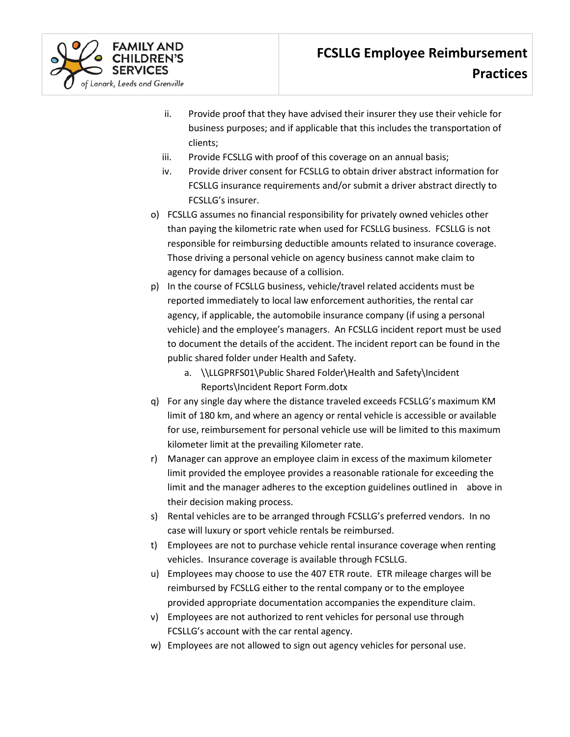ii. Provide proof that they have advised their insurer they use their vehicle for business purposes; and if applicable that this includes the transportation of clients;

iii. Provide FCSLLG with proof of this coverage on an annual basis;

iv. Provide driver consent for FCSLLG to obtain driver abstract information for FCSLLG insurance requirements and/or submit a driver abstract directly to FCSLLG's insurer.

o) FCSLLG assumes no financial responsibility for privately owned vehicles other than paying the kilometric rate when used for FCSLLG business. FCSLLG is not responsible for reimbursing deductible amounts related to insurance coverage. Those driving a personal vehicle on agency business cannot make claim to agency for damages because of a collision.

p) In the course of FCSLLG business, vehicle/travel related accidents must be reported immediately to local law enforcement authorities, the rental car agency, if applicable, the automobile insurance company (if using a personal vehicle) and the employee's managers. An FCSLLG incident report must be used to document the details of the accident. The incident report can be found in the public shared folder under Health and Safety.

   a. \\LLGPRFS01\Public Shared Folder\Health and Safety\Incident Reports\Incident Report Form.dotx

q) For any single day where the distance traveled exceeds FCSLLG's maximum KM limit of 180 km, and where an agency or rental vehicle is accessible or available for use, reimbursement for personal vehicle use will be limited to this maximum kilometer limit at the prevailing Kilometer rate.

r) Manager can approve an employee claim in excess of the maximum kilometer limit provided the employee provides a reasonable rationale for exceeding the limit and the manager adheres to the exception guidelines outlined in above in their decision making process.

s) Rental vehicles are to be arranged through FCSLLG's preferred vendors. In no case will luxury or sport vehicle rentals be reimbursed.

t) Employees are not to purchase vehicle rental insurance coverage when renting vehicles. Insurance coverage is available through FCSLLG.

u) Employees may choose to use the 407 ETR route. ETR mileage charges will be reimbursed by FCSLLG either to the rental company or to the employee provided appropriate documentation accompanies the expenditure claim.

v) Employees are not authorized to rent vehicles for personal use through FCSLLG's account with the car rental agency.

w) Employees are not allowed to sign out agency vehicles for personal use.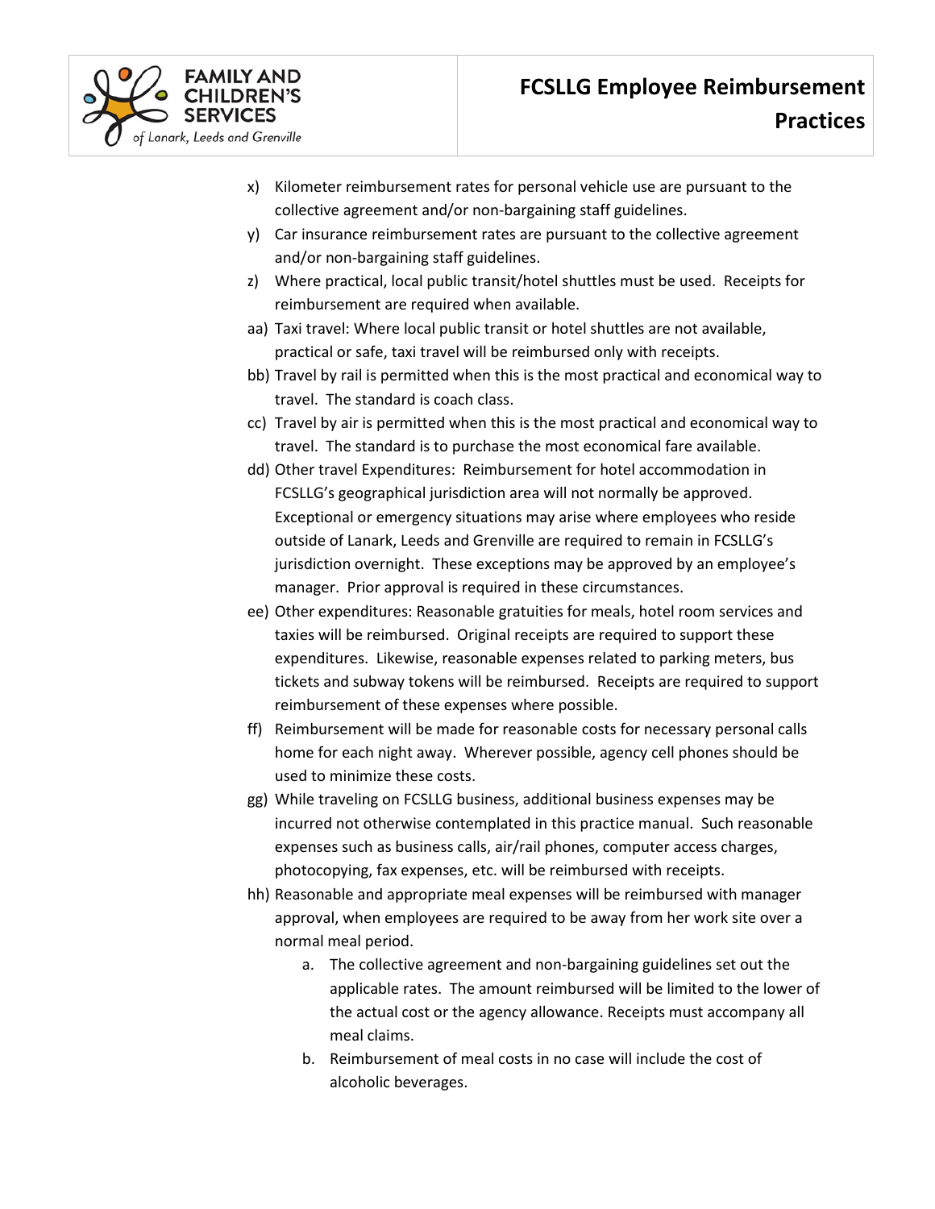x) Kilometer reimbursement rates for personal vehicle use are pursuant to the collective agreement and/or non-bargaining staff guidelines.

y) Car insurance reimbursement rates are pursuant to the collective agreement and/or non-bargaining staff guidelines.

z) Where practical, local public transit/hotel shuttles must be used. Receipts for reimbursement are required when available.

aa) Taxi travel: Where local public transit or hotel shuttles are not available, practical or safe, taxi travel will be reimbursed only with receipts.

bb) Travel by rail is permitted when this is the most practical and economical way to travel. The standard is coach class.

cc) Travel by air is permitted when this is the most practical and economical way to travel. The standard is to purchase the most economical fare available.

dd) Other travel Expenditures: Reimbursement for hotel accommodation in FCSLLG's geographical jurisdiction area will not normally be approved. Exceptional or emergency situations may arise where employees who reside outside of Lanark, Leeds and Grenville are required to remain in FCSLLG's jurisdiction overnight. These exceptions may be approved by an employee's manager. Prior approval is required in these circumstances.

ee) Other expenditures: Reasonable gratuities for meals, hotel room services and taxies will be reimbursed. Original receipts are required to support these expenditures. Likewise, reasonable expenses related to parking meters, bus tickets and subway tokens will be reimbursed. Receipts are required to support reimbursement of these expenses where possible.

ff) Reimbursement will be made for reasonable costs for necessary personal calls home for each night away. Wherever possible, agency cell phones should be used to minimize these costs.

gg) While traveling on FCSLLG business, additional business expenses may be incurred not otherwise contemplated in this practice manual. Such reasonable expenses such as business calls, air/rail phones, computer access charges, photocopying, fax expenses, etc. will be reimbursed with receipts.

hh) Reasonable and appropriate meal expenses will be reimbursed with manager approval, when employees are required to be away from her work site over a normal meal period.

   a. The collective agreement and non-bargaining guidelines set out the applicable rates. The amount reimbursed will be limited to the lower of the actual cost or the agency allowance. Receipts must accompany all meal claims.

   b. Reimbursement of meal costs in no case will include the cost of alcoholic beverages.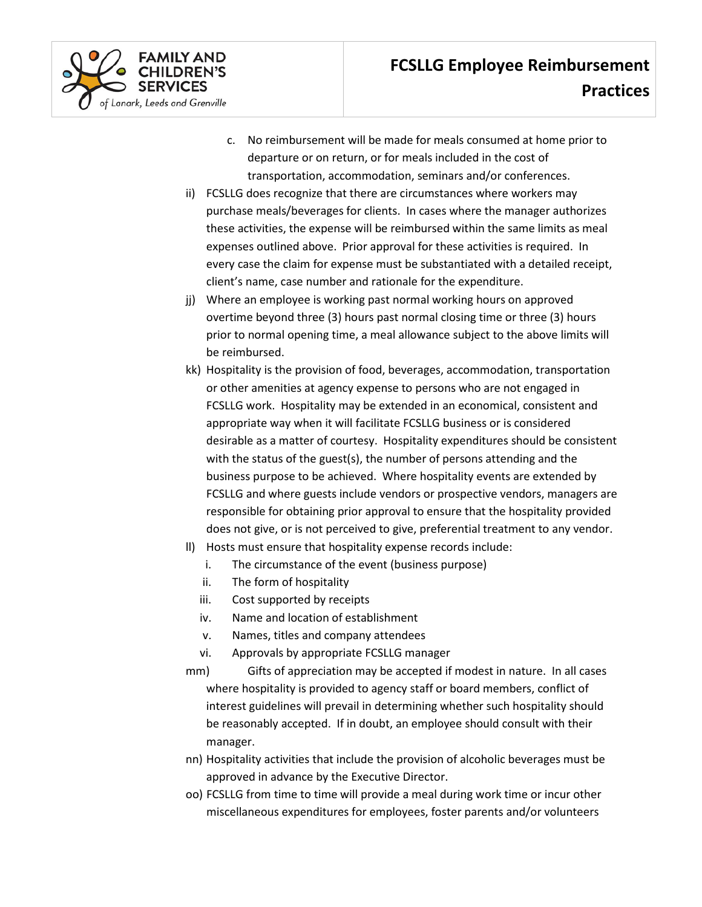c. No reimbursement will be made for meals consumed at home prior to departure or on return, or for meals included in the cost of transportation, accommodation, seminars and/or conferences.

ii) FCSLLG does recognize that there are circumstances where workers may purchase meals/beverages for clients. In cases where the manager authorizes these activities, the expense will be reimbursed within the same limits as meal expenses outlined above. Prior approval for these activities is required. In every case the claim for expense must be substantiated with a detailed receipt, client's name, case number and rationale for the expenditure.

jj) Where an employee is working past normal working hours on approved overtime beyond three (3) hours past normal closing time or three (3) hours prior to normal opening time, a meal allowance subject to the above limits will be reimbursed.

kk) Hospitality is the provision of food, beverages, accommodation, transportation or other amenities at agency expense to persons who are not engaged in FCSLLG work. Hospitality may be extended in an economical, consistent and appropriate way when it will facilitate FCSLLG business or is considered desirable as a matter of courtesy. Hospitality expenditures should be consistent with the status of the guest(s), the number of persons attending and the business purpose to be achieved. Where hospitality events are extended by FCSLLG and where guests include vendors or prospective vendors, managers are responsible for obtaining prior approval to ensure that the hospitality provided does not give, or is not perceived to give, preferential treatment to any vendor.

ll) Hosts must ensure that hospitality expense records include:
   i. The circumstance of the event (business purpose)
   ii. The form of hospitality
   iii. Cost supported by receipts
   iv. Name and location of establishment
   v. Names, titles and company attendees
   vi. Approvals by appropriate FCSLLG manager

mm) Gifts of appreciation may be accepted if modest in nature. In all cases where hospitality is provided to agency staff or board members, conflict of interest guidelines will prevail in determining whether such hospitality should be reasonably accepted. If in doubt, an employee should consult with their manager.

nn) Hospitality activities that include the provision of alcoholic beverages must be approved in advance by the Executive Director.

oo) FCSLLG from time to time will provide a meal during work time or incur other miscellaneous expenditures for employees, foster parents and/or volunteers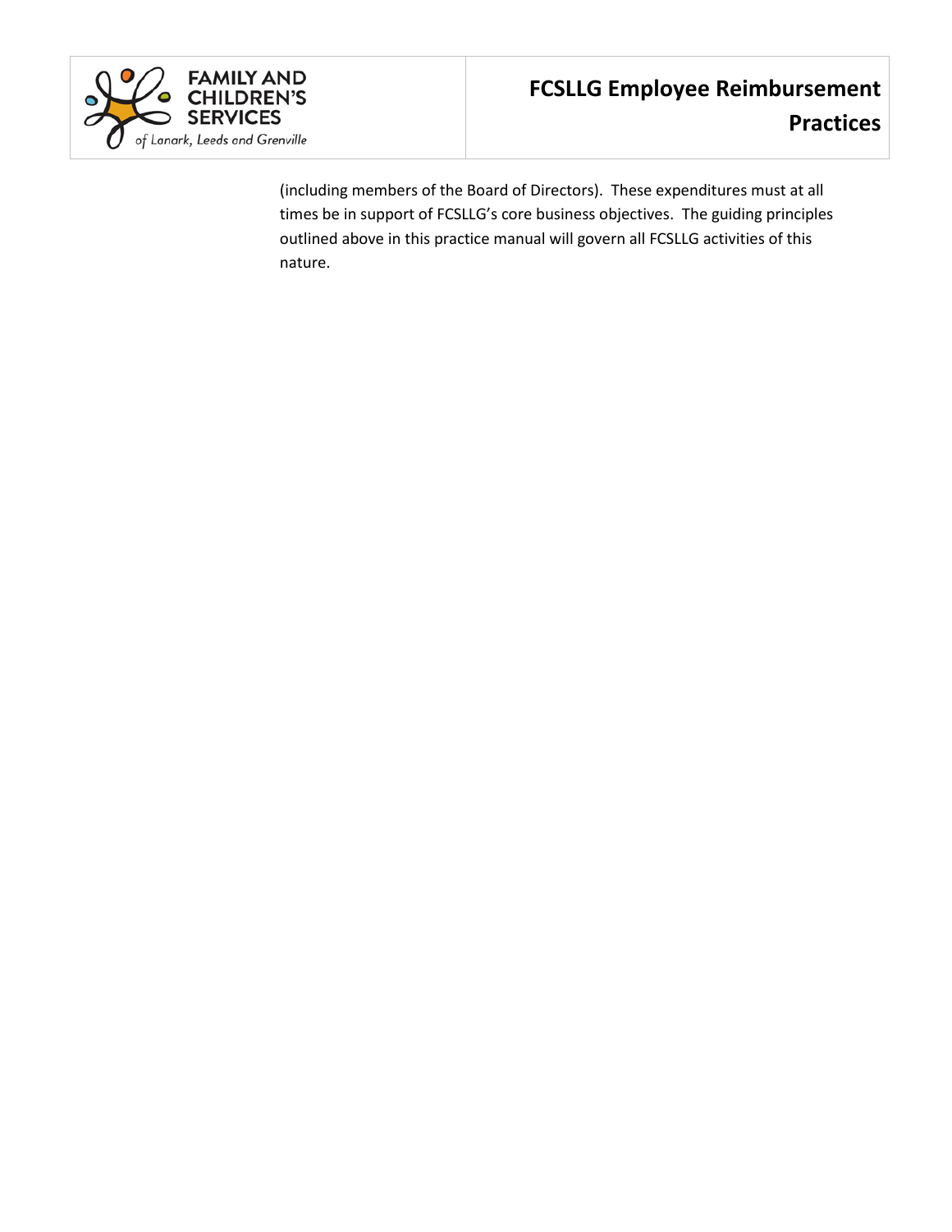(including members of the Board of Directors). These expenditures must at all times be in support of FCSLLG's core business objectives. The guiding principles outlined above in this practice manual will govern all FCSLLG activities of this nature.